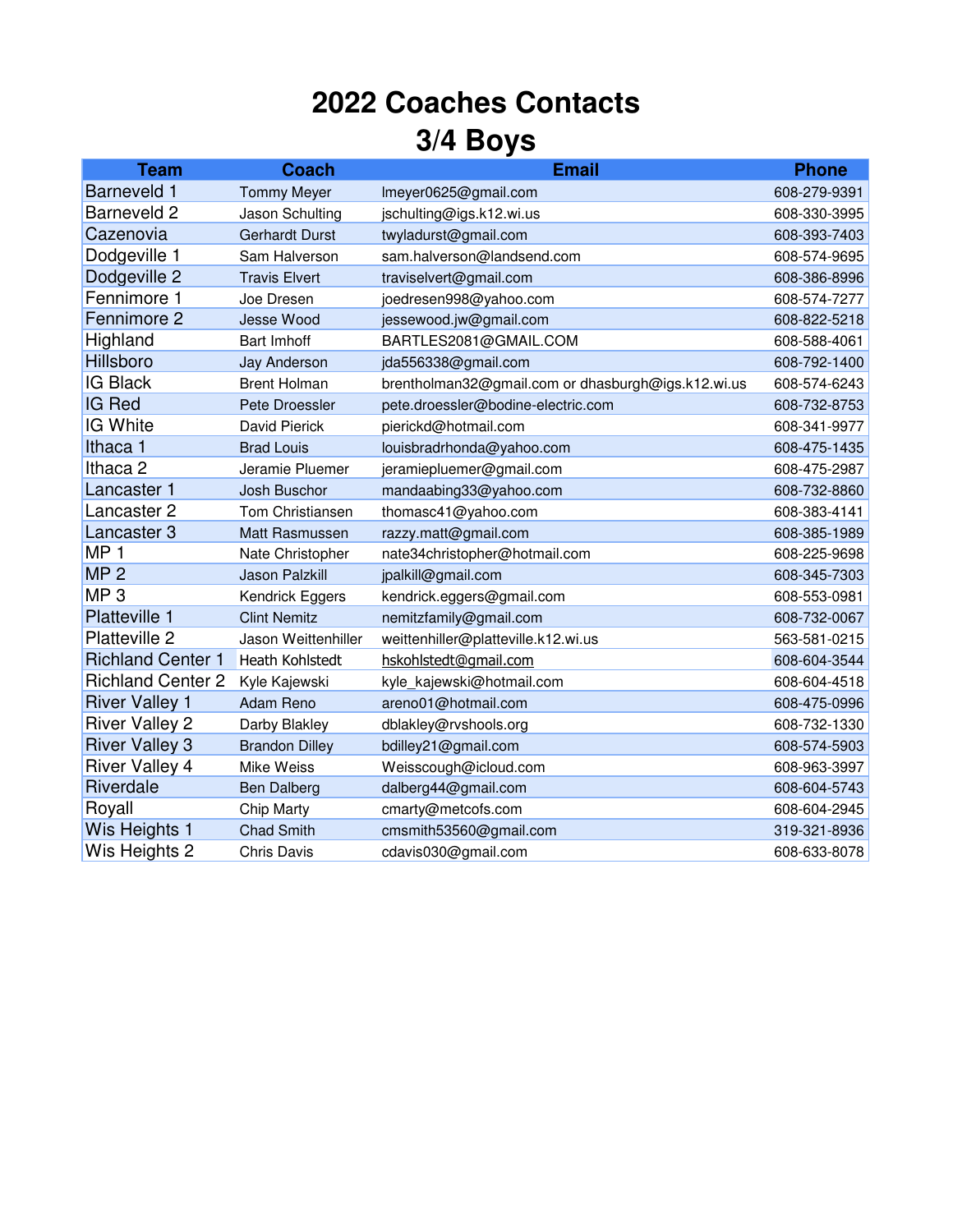# 2022 Coaches Contacts
## 3/4 Boys

| Team | Coach | Email | Phone |
|---|---|---|---|
| Barneveld 1 | Tommy Meyer | lmeyer0625@gmail.com | 608-279-9391 |
| Barneveld 2 | Jason Schulting | jschulting@igs.k12.wi.us | 608-330-3995 |
| Cazenovia | Gerhardt Durst | twyladurst@gmail.com | 608-393-7403 |
| Dodgeville 1 | Sam Halverson | sam.halverson@landsend.com | 608-574-9695 |
| Dodgeville 2 | Travis Elvert | traviselvert@gmail.com | 608-386-8996 |
| Fennimore 1 | Joe Dresen | joedresen998@yahoo.com | 608-574-7277 |
| Fennimore 2 | Jesse Wood | jessewood.jw@gmail.com | 608-822-5218 |
| Highland | Bart Imhoff | BARTLES2081@GMAIL.COM | 608-588-4061 |
| Hillsboro | Jay Anderson | jda556338@gmail.com | 608-792-1400 |
| IG Black | Brent Holman | brentholman32@gmail.com or dhasburgh@igs.k12.wi.us | 608-574-6243 |
| IG Red | Pete Droessler | pete.droessler@bodine-electric.com | 608-732-8753 |
| IG White | David Pierick | pierickd@hotmail.com | 608-341-9977 |
| Ithaca 1 | Brad Louis | louisbradrhonda@yahoo.com | 608-475-1435 |
| Ithaca 2 | Jeramie Pluemer | jeramiepluemer@gmail.com | 608-475-2987 |
| Lancaster 1 | Josh Buschor | mandaabing33@yahoo.com | 608-732-8860 |
| Lancaster 2 | Tom Christiansen | thomasc41@yahoo.com | 608-383-4141 |
| Lancaster 3 | Matt Rasmussen | razzy.matt@gmail.com | 608-385-1989 |
| MP 1 | Nate Christopher | nate34christopher@hotmail.com | 608-225-9698 |
| MP 2 | Jason Palzkill | jpalkill@gmail.com | 608-345-7303 |
| MP 3 | Kendrick Eggers | kendrick.eggers@gmail.com | 608-553-0981 |
| Platteville 1 | Clint Nemitz | nemitzfamily@gmail.com | 608-732-0067 |
| Platteville 2 | Jason Weittenhiller | weittenhiller@platteville.k12.wi.us | 563-581-0215 |
| Richland Center 1 | Heath Kohlstedt | hskohlstedt@gmail.com | 608-604-3544 |
| Richland Center 2 | Kyle Kajewski | kyle_kajewski@hotmail.com | 608-604-4518 |
| River Valley 1 | Adam Reno | areno01@hotmail.com | 608-475-0996 |
| River Valley 2 | Darby Blakley | dblakley@rvshools.org | 608-732-1330 |
| River Valley 3 | Brandon Dilley | bdilley21@gmail.com | 608-574-5903 |
| River Valley 4 | Mike Weiss | Weisscough@icloud.com | 608-963-3997 |
| Riverdale | Ben Dalberg | dalberg44@gmail.com | 608-604-5743 |
| Royall | Chip Marty | cmarty@metcofs.com | 608-604-2945 |
| Wis Heights 1 | Chad Smith | cmsmith53560@gmail.com | 319-321-8936 |
| Wis Heights 2 | Chris Davis | cdavis030@gmail.com | 608-633-8078 |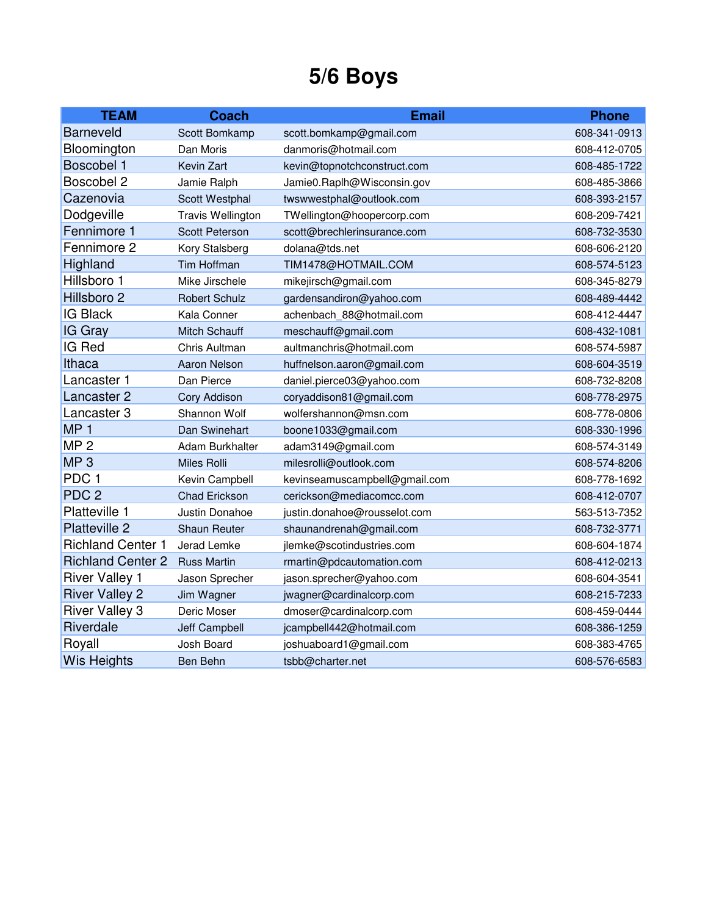# 5/6 Boys

| TEAM | Coach | Email | Phone |
|---|---|---|---|
| Barneveld | Scott Bomkamp | scott.bomkamp@gmail.com | 608-341-0913 |
| Bloomington | Dan Moris | danmoris@hotmail.com | 608-412-0705 |
| Boscobel 1 | Kevin Zart | kevin@topnotchconstruct.com | 608-485-1722 |
| Boscobel 2 | Jamie Ralph | Jamie0.Raplh@Wisconsin.gov | 608-485-3866 |
| Cazenovia | Scott Westphal | twswwestphal@outlook.com | 608-393-2157 |
| Dodgeville | Travis Wellington | TWellington@hoopercorp.com | 608-209-7421 |
| Fennimore 1 | Scott Peterson | scott@brechlerinsurance.com | 608-732-3530 |
| Fennimore 2 | Kory Stalsberg | dolana@tds.net | 608-606-2120 |
| Highland | Tim Hoffman | TIM1478@HOTMAIL.COM | 608-574-5123 |
| Hillsboro 1 | Mike Jirschele | mikejirsch@gmail.com | 608-345-8279 |
| Hillsboro 2 | Robert Schulz | gardensandiron@yahoo.com | 608-489-4442 |
| IG Black | Kala Conner | achenbach_88@hotmail.com | 608-412-4447 |
| IG Gray | Mitch Schauff | meschauff@gmail.com | 608-432-1081 |
| IG Red | Chris Aultman | aultmanchris@hotmail.com | 608-574-5987 |
| Ithaca | Aaron Nelson | huffnelson.aaron@gmail.com | 608-604-3519 |
| Lancaster 1 | Dan Pierce | daniel.pierce03@yahoo.com | 608-732-8208 |
| Lancaster 2 | Cory Addison | coryaddison81@gmail.com | 608-778-2975 |
| Lancaster 3 | Shannon Wolf | wolfershannon@msn.com | 608-778-0806 |
| MP 1 | Dan Swinehart | boone1033@gmail.com | 608-330-1996 |
| MP 2 | Adam Burkhalter | adam3149@gmail.com | 608-574-3149 |
| MP 3 | Miles Rolli | milesrolli@outlook.com | 608-574-8206 |
| PDC 1 | Kevin Campbell | kevinseamuscampbell@gmail.com | 608-778-1692 |
| PDC 2 | Chad Erickson | cerickson@mediacomcc.com | 608-412-0707 |
| Platteville 1 | Justin Donahoe | justin.donahoe@rousselot.com | 563-513-7352 |
| Platteville 2 | Shaun Reuter | shaunandrenah@gmail.com | 608-732-3771 |
| Richland Center 1 | Jerad Lemke | jlemke@scotindustries.com | 608-604-1874 |
| Richland Center 2 | Russ Martin | rmartin@pdcautomation.com | 608-412-0213 |
| River Valley 1 | Jason Sprecher | jason.sprecher@yahoo.com | 608-604-3541 |
| River Valley 2 | Jim Wagner | jwagner@cardinalcorp.com | 608-215-7233 |
| River Valley 3 | Deric Moser | dmoser@cardinalcorp.com | 608-459-0444 |
| Riverdale | Jeff Campbell | jcampbell442@hotmail.com | 608-386-1259 |
| Royall | Josh Board | joshuaboard1@gmail.com | 608-383-4765 |
| Wis Heights | Ben Behn | tsbb@charter.net | 608-576-6583 |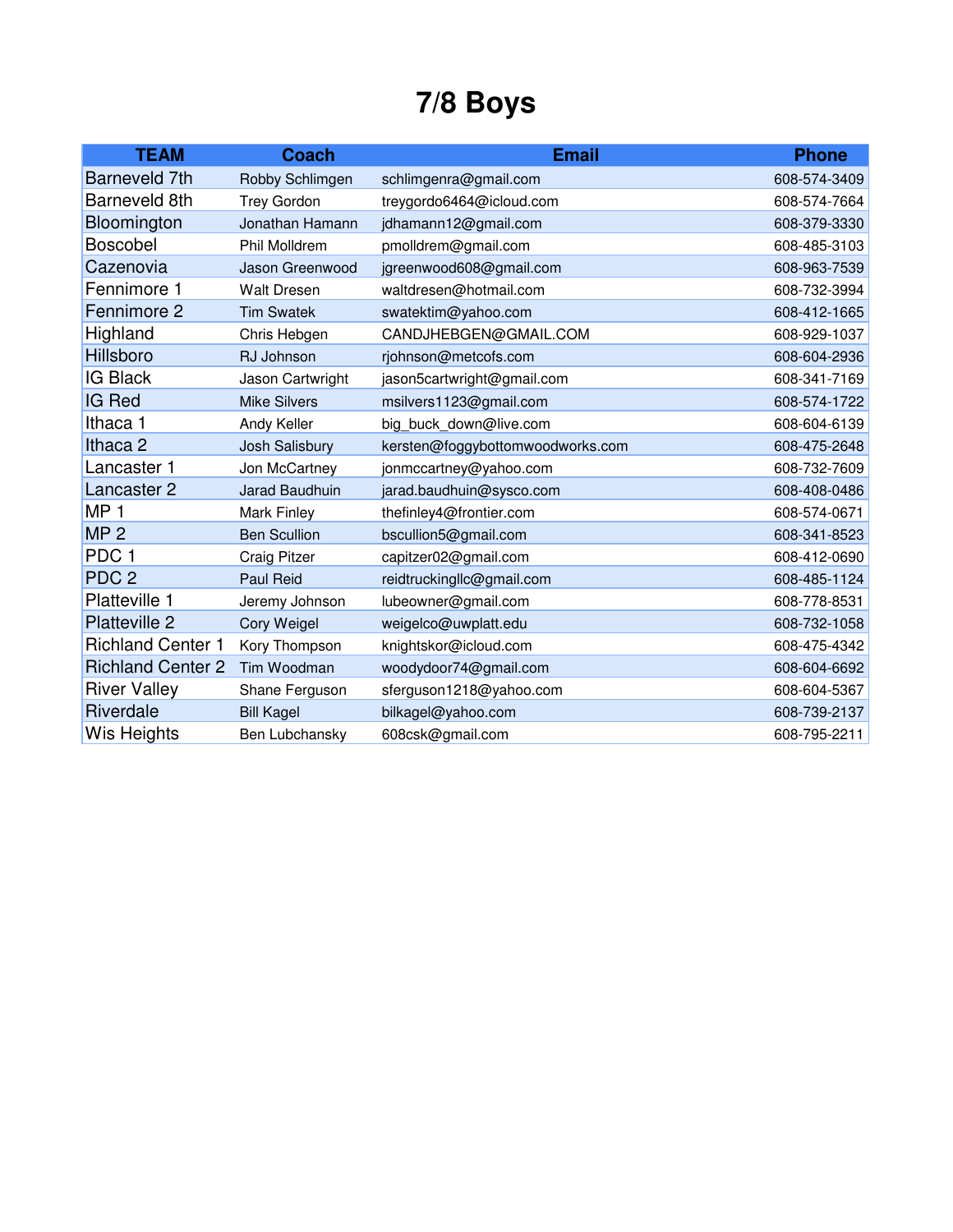# 7/8 Boys

| TEAM | Coach | Email | Phone |
|---|---|---|---|
| Barneveld 7th | Robby Schlimgen | schlimgenra@gmail.com | 608-574-3409 |
| Barneveld 8th | Trey Gordon | treygordo6464@icloud.com | 608-574-7664 |
| Bloomington | Jonathan Hamann | jdhamann12@gmail.com | 608-379-3330 |
| Boscobel | Phil Molldrem | pmolldrem@gmail.com | 608-485-3103 |
| Cazenovia | Jason Greenwood | jgreenwood608@gmail.com | 608-963-7539 |
| Fennimore 1 | Walt Dresen | waltdresen@hotmail.com | 608-732-3994 |
| Fennimore 2 | Tim Swatek | swatektim@yahoo.com | 608-412-1665 |
| Highland | Chris Hebgen | CANDJHEBGEN@GMAIL.COM | 608-929-1037 |
| Hillsboro | RJ Johnson | rjohnson@metcofs.com | 608-604-2936 |
| IG Black | Jason Cartwright | jason5cartwright@gmail.com | 608-341-7169 |
| IG Red | Mike Silvers | msilvers1123@gmail.com | 608-574-1722 |
| Ithaca 1 | Andy Keller | big_buck_down@live.com | 608-604-6139 |
| Ithaca 2 | Josh Salisbury | kersten@foggybottomwoodworks.com | 608-475-2648 |
| Lancaster 1 | Jon McCartney | jonmccartney@yahoo.com | 608-732-7609 |
| Lancaster 2 | Jarad Baudhuin | jarad.baudhuin@sysco.com | 608-408-0486 |
| MP 1 | Mark Finley | thefinley4@frontier.com | 608-574-0671 |
| MP 2 | Ben Scullion | bscullion5@gmail.com | 608-341-8523 |
| PDC 1 | Craig Pitzer | capitzer02@gmail.com | 608-412-0690 |
| PDC 2 | Paul Reid | reidtruckingllc@gmail.com | 608-485-1124 |
| Platteville 1 | Jeremy Johnson | lubeowner@gmail.com | 608-778-8531 |
| Platteville 2 | Cory Weigel | weigelco@uwplatt.edu | 608-732-1058 |
| Richland Center 1 | Kory Thompson | knightskor@icloud.com | 608-475-4342 |
| Richland Center 2 | Tim Woodman | woodydoor74@gmail.com | 608-604-6692 |
| River Valley | Shane Ferguson | sferguson1218@yahoo.com | 608-604-5367 |
| Riverdale | Bill Kagel | bilkagel@yahoo.com | 608-739-2137 |
| Wis Heights | Ben Lubchansky | 608csk@gmail.com | 608-795-2211 |